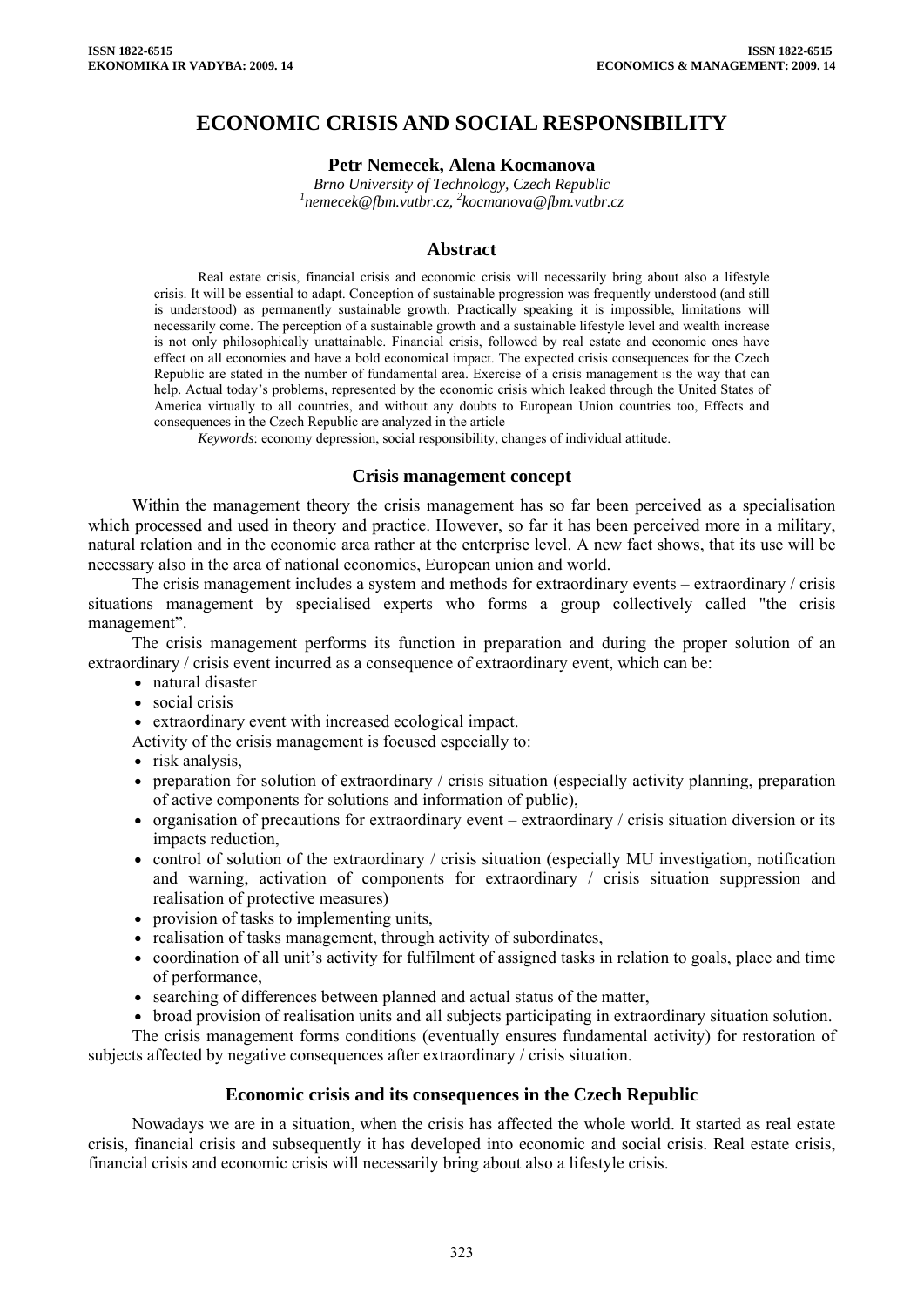# ECONOMIC CRISIS AND SOCIAL RESPONSIBILITY

**Petr Nemecek, Alena Kocmanova**

*Brno University of Technology, Czech Republic*
*[1]nemecek@fbm.vutbr.cz, [2]kocmanova@fbm.vutbr.cz*

## Abstract

Real estate crisis, financial crisis and economic crisis will necessarily bring about also a lifestyle crisis. It will be essential to adapt. Conception of sustainable progression was frequently understood (and still is understood) as permanently sustainable growth. Practically speaking it is impossible, limitations will necessarily come. The perception of a sustainable growth and a sustainable lifestyle level and wealth increase is not only philosophically unattainable. Financial crisis, followed by real estate and economic ones have effect on all economies and have a bold economical impact. The expected crisis consequences for the Czech Republic are stated in the number of fundamental area. Exercise of a crisis management is the way that can help. Actual today's problems, represented by the economic crisis which leaked through the United States of America virtually to all countries, and without any doubts to European Union countries too, Effects and consequences in the Czech Republic are analyzed in the article

*Keywords*: economy depression, social responsibility, changes of individual attitude.

## Crisis management concept

Within the management theory the crisis management has so far been perceived as a specialisation which processed and used in theory and practice. However, so far it has been perceived more in a military, natural relation and in the economic area rather at the enterprise level. A new fact shows, that its use will be necessary also in the area of national economics, European union and world.

The crisis management includes a system and methods for extraordinary events – extraordinary / crisis situations management by specialised experts who forms a group collectively called "the crisis management".

The crisis management performs its function in preparation and during the proper solution of an extraordinary / crisis event incurred as a consequence of extraordinary event, which can be:

- natural disaster
- social crisis
- extraordinary event with increased ecological impact.

Activity of the crisis management is focused especially to:

- risk analysis,
- preparation for solution of extraordinary / crisis situation (especially activity planning, preparation of active components for solutions and information of public),
- organisation of precautions for extraordinary event – extraordinary / crisis situation diversion or its impacts reduction,
- control of solution of the extraordinary / crisis situation (especially MU investigation, notification and warning, activation of components for extraordinary / crisis situation suppression and realisation of protective measures)
- provision of tasks to implementing units,
- realisation of tasks management, through activity of subordinates,
- coordination of all unit's activity for fulfilment of assigned tasks in relation to goals, place and time of performance,
- searching of differences between planned and actual status of the matter,
- broad provision of realisation units and all subjects participating in extraordinary situation solution.

The crisis management forms conditions (eventually ensures fundamental activity) for restoration of subjects affected by negative consequences after extraordinary / crisis situation.

## Economic crisis and its consequences in the Czech Republic

Nowadays we are in a situation, when the crisis has affected the whole world. It started as real estate crisis, financial crisis and subsequently it has developed into economic and social crisis. Real estate crisis, financial crisis and economic crisis will necessarily bring about also a lifestyle crisis.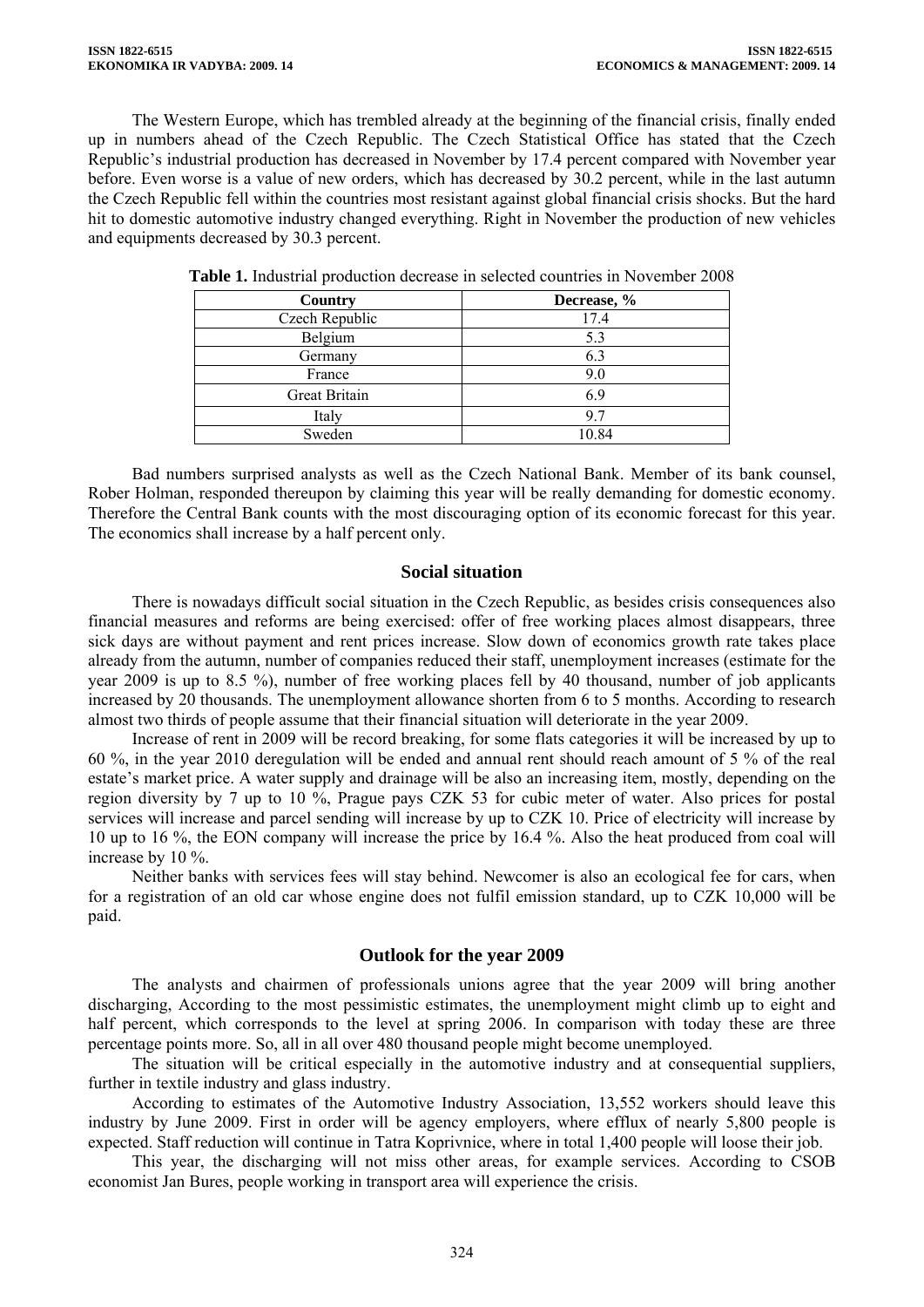The Western Europe, which has trembled already at the beginning of the financial crisis, finally ended up in numbers ahead of the Czech Republic. The Czech Statistical Office has stated that the Czech Republic's industrial production has decreased in November by 17.4 percent compared with November year before. Even worse is a value of new orders, which has decreased by 30.2 percent, while in the last autumn the Czech Republic fell within the countries most resistant against global financial crisis shocks. But the hard hit to domestic automotive industry changed everything. Right in November the production of new vehicles and equipments decreased by 30.3 percent.

**Table 1.** Industrial production decrease in selected countries in November 2008

| Country | Decrease, % |
|---|---|
| Czech Republic | 17.4 |
| Belgium | 5.3 |
| Germany | 6.3 |
| France | 9.0 |
| Great Britain | 6.9 |
| Italy | 9.7 |
| Sweden | 10.84 |

Bad numbers surprised analysts as well as the Czech National Bank. Member of its bank counsel, Rober Holman, responded thereupon by claiming this year will be really demanding for domestic economy. Therefore the Central Bank counts with the most discouraging option of its economic forecast for this year. The economics shall increase by a half percent only.

## Social situation

There is nowadays difficult social situation in the Czech Republic, as besides crisis consequences also financial measures and reforms are being exercised: offer of free working places almost disappears, three sick days are without payment and rent prices increase. Slow down of economics growth rate takes place already from the autumn, number of companies reduced their staff, unemployment increases (estimate for the year 2009 is up to 8.5 %), number of free working places fell by 40 thousand, number of job applicants increased by 20 thousands. The unemployment allowance shorten from 6 to 5 months. According to research almost two thirds of people assume that their financial situation will deteriorate in the year 2009.

Increase of rent in 2009 will be record breaking, for some flats categories it will be increased by up to 60 %, in the year 2010 deregulation will be ended and annual rent should reach amount of 5 % of the real estate's market price. A water supply and drainage will be also an increasing item, mostly, depending on the region diversity by 7 up to 10 %, Prague pays CZK 53 for cubic meter of water. Also prices for postal services will increase and parcel sending will increase by up to CZK 10. Price of electricity will increase by 10 up to 16 %, the EON company will increase the price by 16.4 %. Also the heat produced from coal will increase by 10 %.

Neither banks with services fees will stay behind. Newcomer is also an ecological fee for cars, when for a registration of an old car whose engine does not fulfil emission standard, up to CZK 10,000 will be paid.

## Outlook for the year 2009

The analysts and chairmen of professionals unions agree that the year 2009 will bring another discharging, According to the most pessimistic estimates, the unemployment might climb up to eight and half percent, which corresponds to the level at spring 2006. In comparison with today these are three percentage points more. So, all in all over 480 thousand people might become unemployed.

The situation will be critical especially in the automotive industry and at consequential suppliers, further in textile industry and glass industry.

According to estimates of the Automotive Industry Association, 13,552 workers should leave this industry by June 2009. First in order will be agency employers, where efflux of nearly 5,800 people is expected. Staff reduction will continue in Tatra Koprivnice, where in total 1,400 people will loose their job.

This year, the discharging will not miss other areas, for example services. According to CSOB economist Jan Bures, people working in transport area will experience the crisis.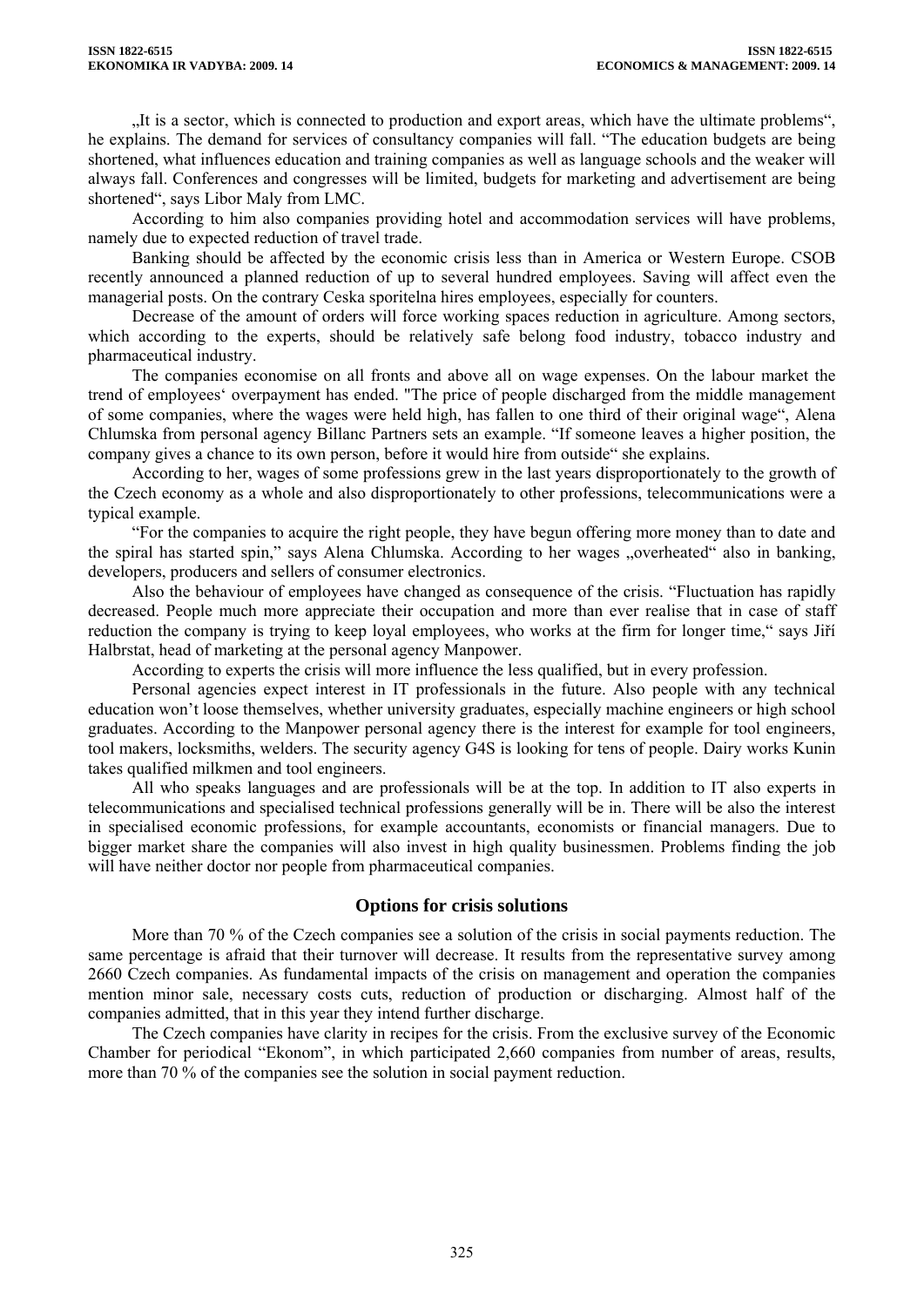„It is a sector, which is connected to production and export areas, which have the ultimate problems", he explains. The demand for services of consultancy companies will fall. "The education budgets are being shortened, what influences education and training companies as well as language schools and the weaker will always fall. Conferences and congresses will be limited, budgets for marketing and advertisement are being shortened", says Libor Maly from LMC.

According to him also companies providing hotel and accommodation services will have problems, namely due to expected reduction of travel trade.

Banking should be affected by the economic crisis less than in America or Western Europe. CSOB recently announced a planned reduction of up to several hundred employees. Saving will affect even the managerial posts. On the contrary Ceska sporitelna hires employees, especially for counters.

Decrease of the amount of orders will force working spaces reduction in agriculture. Among sectors, which according to the experts, should be relatively safe belong food industry, tobacco industry and pharmaceutical industry.

The companies economise on all fronts and above all on wage expenses. On the labour market the trend of employees' overpayment has ended. "The price of people discharged from the middle management of some companies, where the wages were held high, has fallen to one third of their original wage", Alena Chlumska from personal agency Billanc Partners sets an example. "If someone leaves a higher position, the company gives a chance to its own person, before it would hire from outside" she explains.

According to her, wages of some professions grew in the last years disproportionately to the growth of the Czech economy as a whole and also disproportionately to other professions, telecommunications were a typical example.

"For the companies to acquire the right people, they have begun offering more money than to date and the spiral has started spin," says Alena Chlumska. According to her wages „overheated" also in banking, developers, producers and sellers of consumer electronics.

Also the behaviour of employees have changed as consequence of the crisis. "Fluctuation has rapidly decreased. People much more appreciate their occupation and more than ever realise that in case of staff reduction the company is trying to keep loyal employees, who works at the firm for longer time," says Jiří Halbrstat, head of marketing at the personal agency Manpower.

According to experts the crisis will more influence the less qualified, but in every profession.

Personal agencies expect interest in IT professionals in the future. Also people with any technical education won't loose themselves, whether university graduates, especially machine engineers or high school graduates. According to the Manpower personal agency there is the interest for example for tool engineers, tool makers, locksmiths, welders. The security agency G4S is looking for tens of people. Dairy works Kunin takes qualified milkmen and tool engineers.

All who speaks languages and are professionals will be at the top. In addition to IT also experts in telecommunications and specialised technical professions generally will be in. There will be also the interest in specialised economic professions, for example accountants, economists or financial managers. Due to bigger market share the companies will also invest in high quality businessmen. Problems finding the job will have neither doctor nor people from pharmaceutical companies.

## Options for crisis solutions

More than 70 % of the Czech companies see a solution of the crisis in social payments reduction. The same percentage is afraid that their turnover will decrease. It results from the representative survey among 2660 Czech companies. As fundamental impacts of the crisis on management and operation the companies mention minor sale, necessary costs cuts, reduction of production or discharging. Almost half of the companies admitted, that in this year they intend further discharge.

The Czech companies have clarity in recipes for the crisis. From the exclusive survey of the Economic Chamber for periodical "Ekonom", in which participated 2,660 companies from number of areas, results, more than 70 % of the companies see the solution in social payment reduction.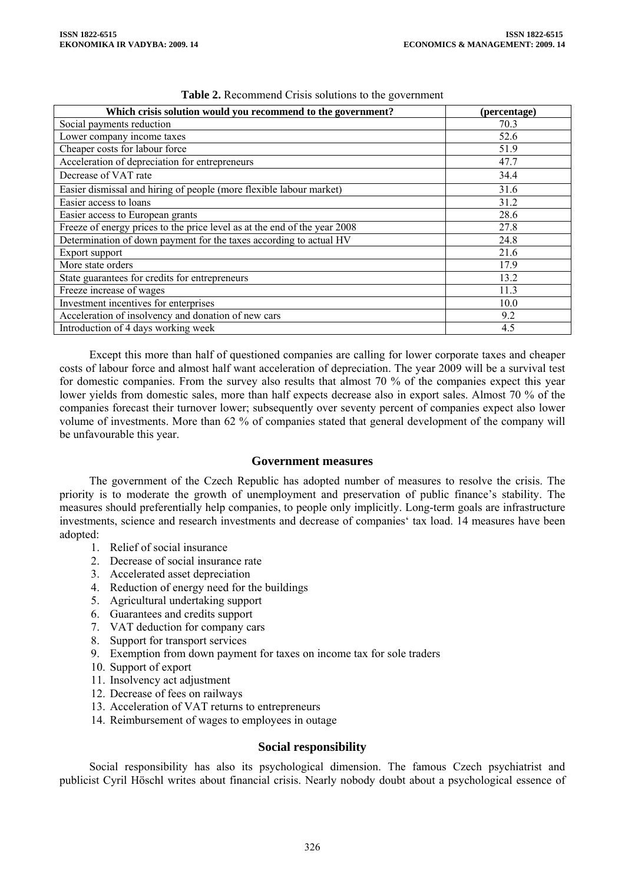**Table 2.** Recommend Crisis solutions to the government

| Which crisis solution would you recommend to the government? | (percentage) |
|---|---|
| Social payments reduction | 70.3 |
| Lower company income taxes | 52.6 |
| Cheaper costs for labour force | 51.9 |
| Acceleration of depreciation for entrepreneurs | 47.7 |
| Decrease of VAT rate | 34.4 |
| Easier dismissal and hiring of people (more flexible labour market) | 31.6 |
| Easier access to loans | 31.2 |
| Easier access to European grants | 28.6 |
| Freeze of energy prices to the price level as at the end of the year 2008 | 27.8 |
| Determination of down payment for the taxes according to actual HV | 24.8 |
| Export support | 21.6 |
| More state orders | 17.9 |
| State guarantees for credits for entrepreneurs | 13.2 |
| Freeze increase of wages | 11.3 |
| Investment incentives for enterprises | 10.0 |
| Acceleration of insolvency and donation of new cars | 9.2 |
| Introduction of 4 days working week | 4.5 |

Except this more than half of questioned companies are calling for lower corporate taxes and cheaper costs of labour force and almost half want acceleration of depreciation. The year 2009 will be a survival test for domestic companies. From the survey also results that almost 70 % of the companies expect this year lower yields from domestic sales, more than half expects decrease also in export sales. Almost 70 % of the companies forecast their turnover lower; subsequently over seventy percent of companies expect also lower volume of investments. More than 62 % of companies stated that general development of the company will be unfavourable this year.

## Government measures

The government of the Czech Republic has adopted number of measures to resolve the crisis. The priority is to moderate the growth of unemployment and preservation of public finance's stability. The measures should preferentially help companies, to people only implicitly. Long-term goals are infrastructure investments, science and research investments and decrease of companies' tax load. 14 measures have been adopted:

1. Relief of social insurance
2. Decrease of social insurance rate
3. Accelerated asset depreciation
4. Reduction of energy need for the buildings
5. Agricultural undertaking support
6. Guarantees and credits support
7. VAT deduction for company cars
8. Support for transport services
9. Exemption from down payment for taxes on income tax for sole traders
10. Support of export
11. Insolvency act adjustment
12. Decrease of fees on railways
13. Acceleration of VAT returns to entrepreneurs
14. Reimbursement of wages to employees in outage

## Social responsibility

Social responsibility has also its psychological dimension. The famous Czech psychiatrist and publicist Cyril Höschl writes about financial crisis. Nearly nobody doubt about a psychological essence of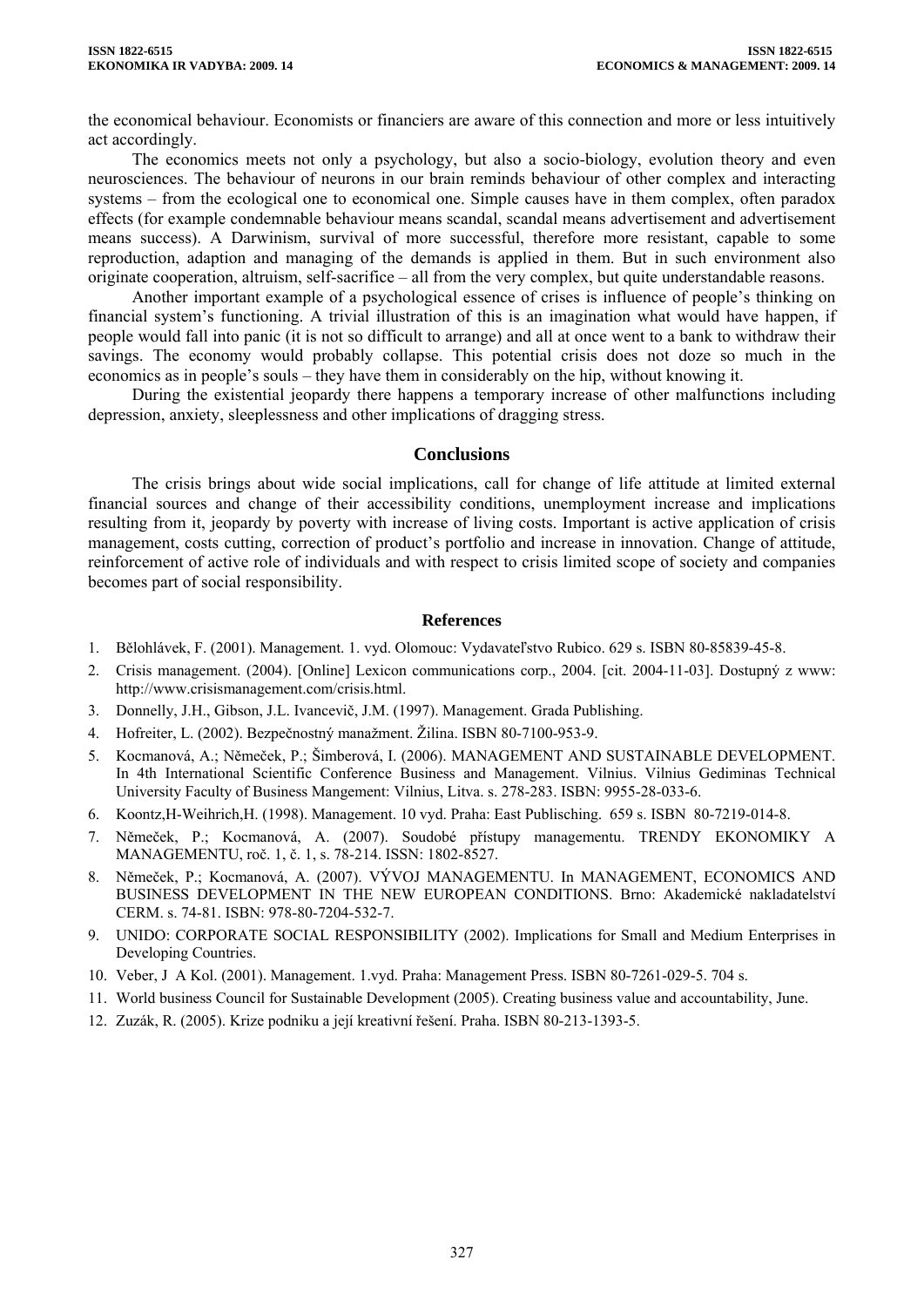the economical behaviour. Economists or financiers are aware of this connection and more or less intuitively act accordingly.

The economics meets not only a psychology, but also a socio-biology, evolution theory and even neurosciences. The behaviour of neurons in our brain reminds behaviour of other complex and interacting systems – from the ecological one to economical one. Simple causes have in them complex, often paradox effects (for example condemnable behaviour means scandal, scandal means advertisement and advertisement means success). A Darwinism, survival of more successful, therefore more resistant, capable to some reproduction, adaption and managing of the demands is applied in them. But in such environment also originate cooperation, altruism, self-sacrifice – all from the very complex, but quite understandable reasons.

Another important example of a psychological essence of crises is influence of people's thinking on financial system's functioning. A trivial illustration of this is an imagination what would have happen, if people would fall into panic (it is not so difficult to arrange) and all at once went to a bank to withdraw their savings. The economy would probably collapse. This potential crisis does not doze so much in the economics as in people's souls – they have them in considerably on the hip, without knowing it.

During the existential jeopardy there happens a temporary increase of other malfunctions including depression, anxiety, sleeplessness and other implications of dragging stress.

## Conclusions

The crisis brings about wide social implications, call for change of life attitude at limited external financial sources and change of their accessibility conditions, unemployment increase and implications resulting from it, jeopardy by poverty with increase of living costs. Important is active application of crisis management, costs cutting, correction of product's portfolio and increase in innovation. Change of attitude, reinforcement of active role of individuals and with respect to crisis limited scope of society and companies becomes part of social responsibility.

## References

1. Bělohlávek, F. (2001). Management. 1. vyd. Olomouc: Vydavateľstvo Rubico. 629 s. ISBN 80-85839-45-8.
2. Crisis management. (2004). [Online] Lexicon communications corp., 2004. [cit. 2004-11-03]. Dostupný z www: http://www.crisismanagement.com/crisis.html.
3. Donnelly, J.H., Gibson, J.L. Ivancevič, J.M. (1997). Management. Grada Publishing.
4. Hofreiter, L. (2002). Bezpečnostný manažment. Žilina. ISBN 80-7100-953-9.
5. Kocmanová, A.; Němeček, P.; Šimberová, I. (2006). MANAGEMENT AND SUSTAINABLE DEVELOPMENT. In 4th International Scientific Conference Business and Management. Vilnius. Vilnius Gediminas Technical University Faculty of Business Mangement: Vilnius, Litva. s. 278-283. ISBN: 9955-28-033-6.
6. Koontz,H-Weihrich,H. (1998). Management. 10 vyd. Praha: East Publisching. 659 s. ISBN 80-7219-014-8.
7. Němeček, P.; Kocmanová, A. (2007). Soudobé přístupy managementu. TRENDY EKONOMIKY A MANAGEMENTU, roč. 1, č. 1, s. 78-214. ISSN: 1802-8527.
8. Němeček, P.; Kocmanová, A. (2007). VÝVOJ MANAGEMENTU. In MANAGEMENT, ECONOMICS AND BUSINESS DEVELOPMENT IN THE NEW EUROPEAN CONDITIONS. Brno: Akademické nakladatelství CERM. s. 74-81. ISBN: 978-80-7204-532-7.
9. UNIDO: CORPORATE SOCIAL RESPONSIBILITY (2002). Implications for Small and Medium Enterprises in Developing Countries.
10. Veber, J A Kol. (2001). Management. 1.vyd. Praha: Management Press. ISBN 80-7261-029-5. 704 s.
11. World business Council for Sustainable Development (2005). Creating business value and accountability, June.
12. Zuzák, R. (2005). Krize podniku a její kreativní řešení. Praha. ISBN 80-213-1393-5.